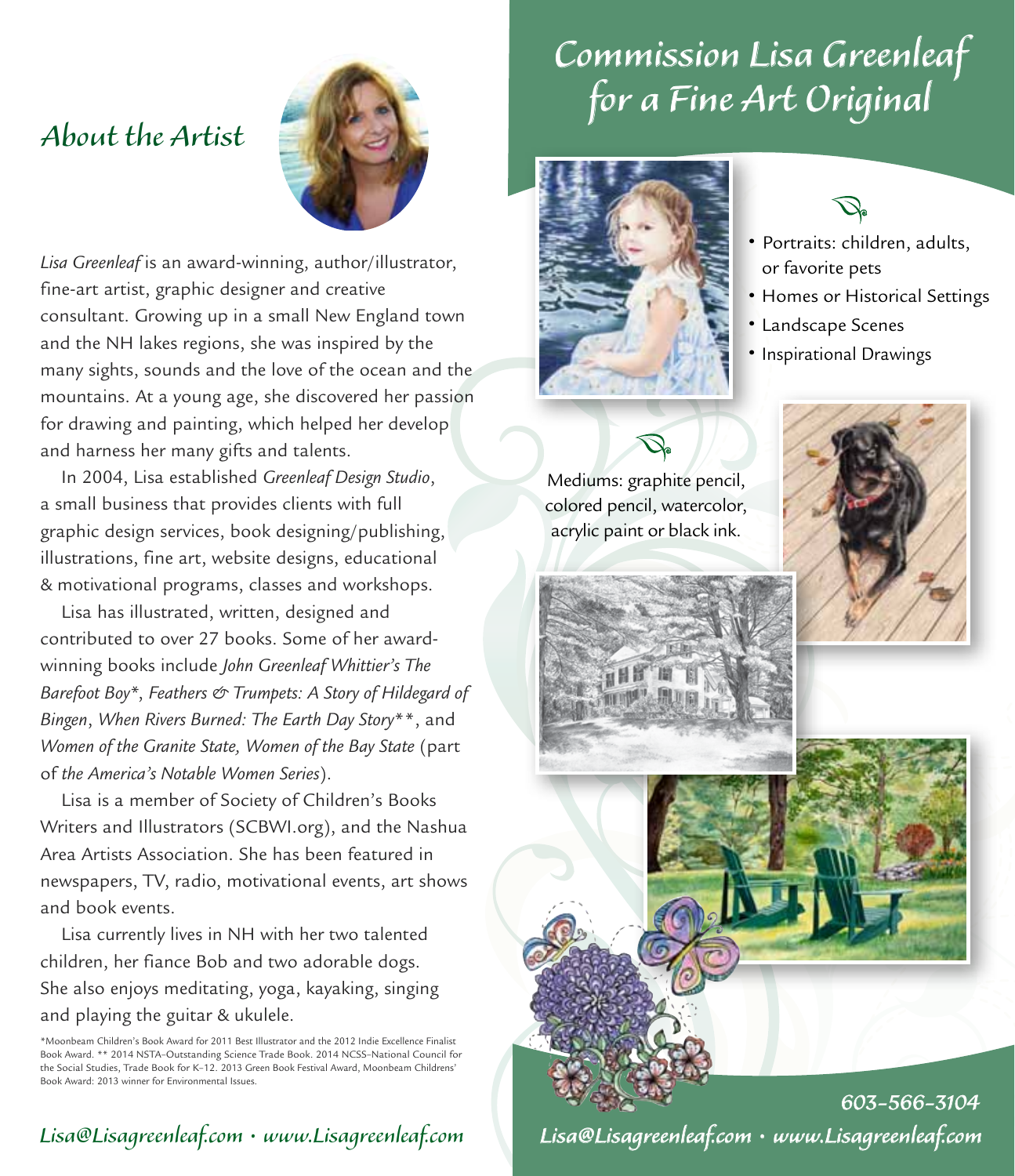## About the Artist

*Lisa Greenleaf* is an award-winning, author/illustrator, fine-art artist, graphic designer and creative consultant. Growing up in a small New England town and the NH lakes regions, she was inspired by the many sights, sounds and the love of the ocean and the mountains. At a young age, she discovered her passion for drawing and painting, which helped her develop and harness her many gifts and talents.

In 2004, Lisa established *Greenleaf Design Studio*, a small business that provides clients with full graphic design services, book designing/publishing, illustrations, fine art, website designs, educational & motivational programs, classes and workshops.

Lisa has illustrated, written, designed and contributed to over 27 books. Some of her award-winning books include *John Greenleaf Whittier's The Barefoot Boy*\*, *Feathers & Trumpets: A Story of Hildegard of Bingen*, *When Rivers Burned: The Earth Day Story*\*\*, and *Women of the Granite State, Women of the Bay State* (part of *the America's Notable Women Series*).

Lisa is a member of Society of Children's Books Writers and Illustrators (SCBWI.org), and the Nashua Area Artists Association. She has been featured in newspapers, TV, radio, motivational events, art shows and book events.

Lisa currently lives in NH with her two talented children, her fiance Bob and two adorable dogs. She also enjoys meditating, yoga, kayaking, singing and playing the guitar & ukulele.

\*Moonbeam Children's Book Award for 2011 Best Illustrator and the 2012 Indie Excellence Finalist Book Award. \*\* 2014 NSTA–Outstanding Science Trade Book. 2014 NCSS–National Council for the Social Studies, Trade Book for K–12. 2013 Green Book Festival Award, Moonbeam Childrens' Book Award: 2013 winner for Environmental Issues.

*Lisa@Lisagreenleaf.com • www.Lisagreenleaf.com*

# Commission Lisa Greenleaf for a Fine Art Original

- Portraits: children, adults, or favorite pets
- Homes or Historical Settings
- Landscape Scenes
- Inspirational Drawings

Mediums: graphite pencil, colored pencil, watercolor, acrylic paint or black ink.

*603-566-3104*

*Lisa@Lisagreenleaf.com • www.Lisagreenleaf.com*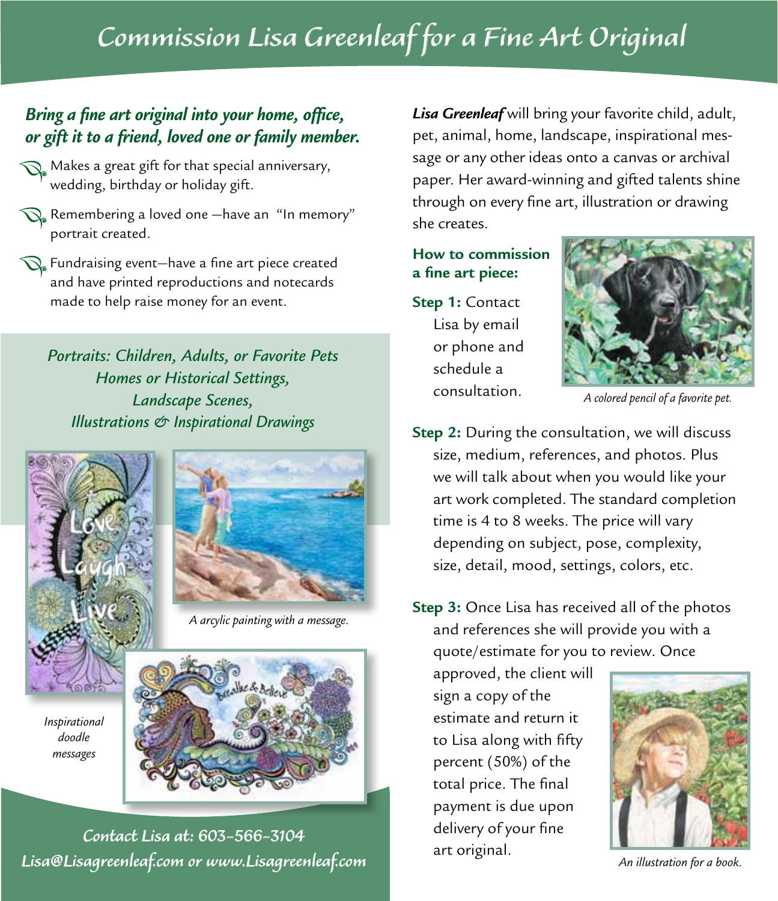# Commission Lisa Greenleaf for a Fine Art Original

***Bring a fine art original into your home, office, or gift it to a friend, loved one or family member.***

- Makes a great gift for that special anniversary, wedding, birthday or holiday gift.
- Remembering a loved one —have an "In memory" portrait created.
- Fundraising event—have a fine art piece created and have printed reproductions and notecards made to help raise money for an event.

*Portraits: Children, Adults, or Favorite Pets*
*Homes or Historical Settings,*
*Landscape Scenes,*
*Illustrations & Inspirational Drawings*

*A arcylic painting with a message.*

*Inspirational doodle messages*

**Contact Lisa at: 603-566-3104**
**Lisa@Lisagreenleaf.com or www.Lisagreenleaf.com**

***Lisa Greenleaf*** will bring your favorite child, adult, pet, animal, home, landscape, inspirational message or any other ideas onto a canvas or archival paper. Her award-winning and gifted talents shine through on every fine art, illustration or drawing she creates.

### How to commission a fine art piece:

**Step 1:** Contact Lisa by email or phone and schedule a consultation.

*A colored pencil of a favorite pet.*

**Step 2:** During the consultation, we will discuss size, medium, references, and photos. Plus we will talk about when you would like your art work completed. The standard completion time is 4 to 8 weeks. The price will vary depending on subject, pose, complexity, size, detail, mood, settings, colors, etc.

**Step 3:** Once Lisa has received all of the photos and references she will provide you with a quote/estimate for you to review. Once approved, the client will sign a copy of the estimate and return it to Lisa along with fifty percent (50%) of the total price. The final payment is due upon delivery of your fine art original.

*An illustration for a book.*